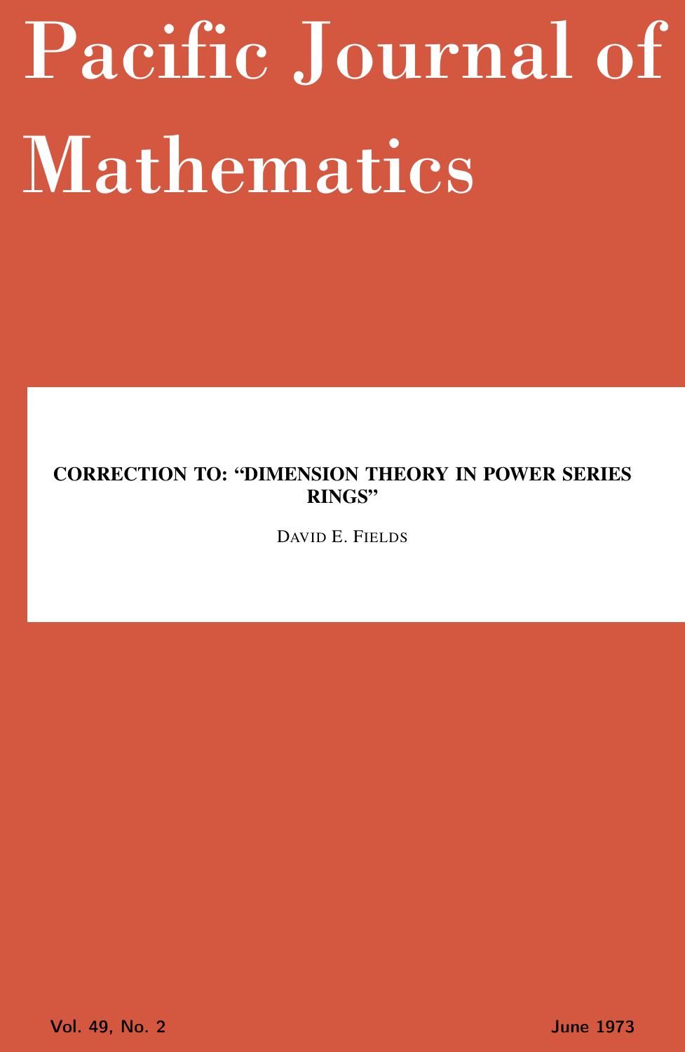# Pacific Journal of Mathematics

## CORRECTION TO: "DIMENSION THEORY IN POWER SERIES RINGS"

DAVID E. FIELDS

Vol. 49, No. 2 June 1973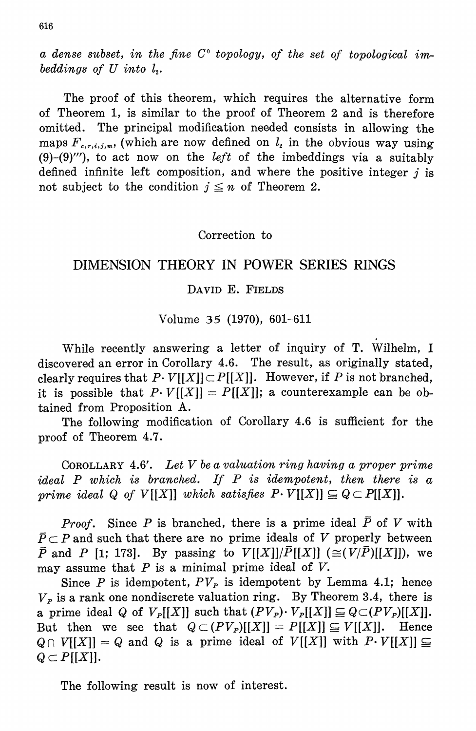*a dense subset, in the fine $C^0$ topology, of the set of topological imbeddings of $U$ into $l_2$.*

The proof of this theorem, which requires the alternative form of Theorem 1, is similar to the proof of Theorem 2 and is therefore omitted. The principal modification needed consists in allowing the maps $F_{c,r,i,j,m}$, (which are now defined on $l_2$ in the obvious way using (9)-(9)‴), to act now on the *left* of the imbeddings via a suitably defined infinite left composition, and where the positive integer $j$ is not subject to the condition $j \leqq n$ of Theorem 2.

Correction to

# DIMENSION THEORY IN POWER SERIES RINGS

DAVID E. FIELDS

Volume 35 (1970), 601-611

While recently answering a letter of inquiry of T. Wilhelm, I discovered an error in Corollary 4.6. The result, as originally stated, clearly requires that $P \cdot V[[X]] \subset P[[X]]$. However, if $P$ is not branched, it is possible that $P \cdot V[[X]] = P[[X]]$; a counterexample can be obtained from Proposition A.

The following modification of Corollary 4.6 is sufficient for the proof of Theorem 4.7.

COROLLARY 4.6′. *Let $V$ be a valuation ring having a proper prime ideal $P$ which is branched. If $P$ is idempotent, then there is a prime ideal $Q$ of $V[[X]]$ which satisfies $P \cdot V[[X]] \subsetneqq Q \subset P[[X]]$.*

*Proof.* Since $P$ is branched, there is a prime ideal $\bar{P}$ of $V$ with $\bar{P} \subset P$ and such that there are no prime ideals of $V$ properly between $\bar{P}$ and $P$ [1; 173]. By passing to $V[[X]]/\bar{P}[[X]]$ $(\cong (V/\bar{P})[[X]])$, we may assume that $P$ is a minimal prime ideal of $V$.

Since $P$ is idempotent, $PV_P$ is idempotent by Lemma 4.1; hence $V_P$ is a rank one nondiscrete valuation ring. By Theorem 3.4, there is a prime ideal $Q$ of $V_P[[X]]$ such that $(PV_P) \cdot V_P[[X]] \subsetneqq Q \subset (PV_P)[[X]]$. But then we see that $Q \subset (PV_P)[[X]] = P[[X]] \subsetneqq V[[X]]$. Hence $Q \cap V[[X]] = Q$ and $Q$ is a prime ideal of $V[[X]]$ with $P \cdot V[[X]] \subsetneqq Q \subset P[[X]]$.

The following result is now of interest.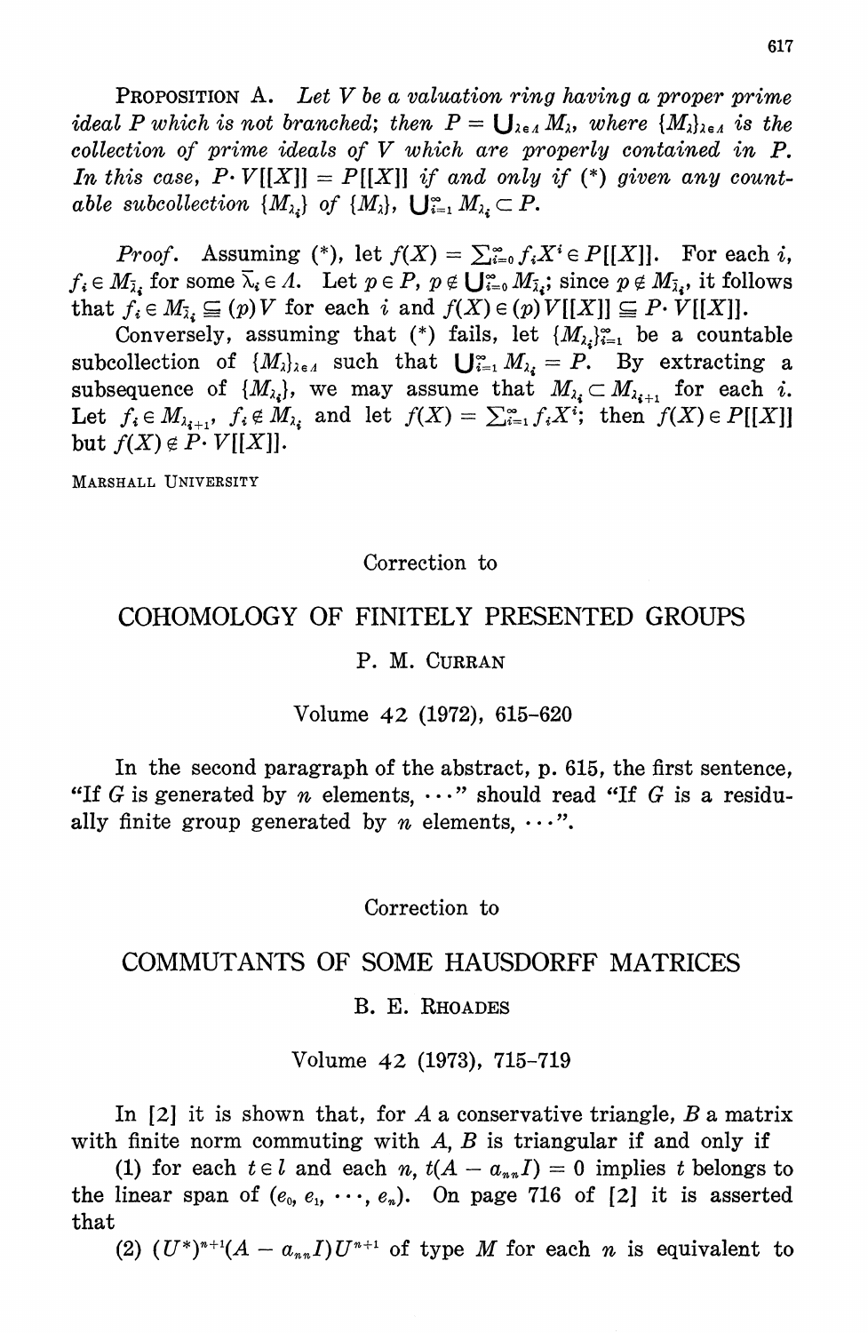PROPOSITION A. *Let $V$ be a valuation ring having a proper prime ideal $P$ which is not branched; then $P = \bigcup_{\lambda \in \Lambda} M_\lambda$, where $\{M_\lambda\}_{\lambda \in \Lambda}$ is the collection of prime ideals of $V$ which are properly contained in $P$. In this case, $P \cdot V[[X]] = P[[X]]$ if and only if (\*) given any countable subcollection $\{M_{\lambda_i}\}$ of $\{M_\lambda\}$, $\bigcup_{i=1}^{\infty} M_{\lambda_i} \subset P$.*

*Proof.* Assuming (\*), let $f(X) = \sum_{i=0}^{\infty} f_i X^i \in P[[X]]$. For each $i$, $f_i \in M_{\bar{\lambda}_i}$ for some $\bar{\lambda}_i \in \Lambda$. Let $p \in P$, $p \notin \bigcup_{i=0}^{\infty} M_{\bar{\lambda}_i}$; since $p \notin M_{\bar{\lambda}_i}$, it follows that $f_i \in M_{\bar{\lambda}_i} \subseteqq (p)V$ for each $i$ and $f(X) \in (p)V[[X]] \subseteqq P \cdot V[[X]]$.

Conversely, assuming that (\*) fails, let $\{M_{\lambda_i}\}_{i=1}^{\infty}$ be a countable subcollection of $\{M_\lambda\}_{\lambda \in \Lambda}$ such that $\bigcup_{i=1}^{\infty} M_{\lambda_i} = P$. By extracting a subsequence of $\{M_{\lambda_i}\}$, we may assume that $M_{\lambda_i} \subset M_{\lambda_{i+1}}$ for each $i$. Let $f_i \in M_{\lambda_{i+1}}$, $f_i \notin M_{\lambda_i}$ and let $f(X) = \sum_{i=1}^{\infty} f_i X^i$; then $f(X) \in P[[X]]$ but $f(X) \notin P \cdot V[[X]]$.

MARSHALL UNIVERSITY

Correction to

## COHOMOLOGY OF FINITELY PRESENTED GROUPS

P. M. CURRAN

Volume 42 (1972), 615–620

In the second paragraph of the abstract, p. 615, the first sentence, "If $G$ is generated by $n$ elements, $\cdots$" should read "If $G$ is a residually finite group generated by $n$ elements, $\cdots$".

Correction to

## COMMUTANTS OF SOME HAUSDORFF MATRICES

B. E. RHOADES

Volume 42 (1973), 715–719

In [2] it is shown that, for $A$ a conservative triangle, $B$ a matrix with finite norm commuting with $A$, $B$ is triangular if and only if

(1) for each $t \in l$ and each $n$, $t(A - a_{nn}I) = 0$ implies $t$ belongs to the linear span of $(e_0, e_1, \cdots, e_n)$. On page 716 of [2] it is asserted that

(2) $(U^*)^{n+1}(A - a_{nn}I)U^{n+1}$ of type $M$ for each $n$ is equivalent to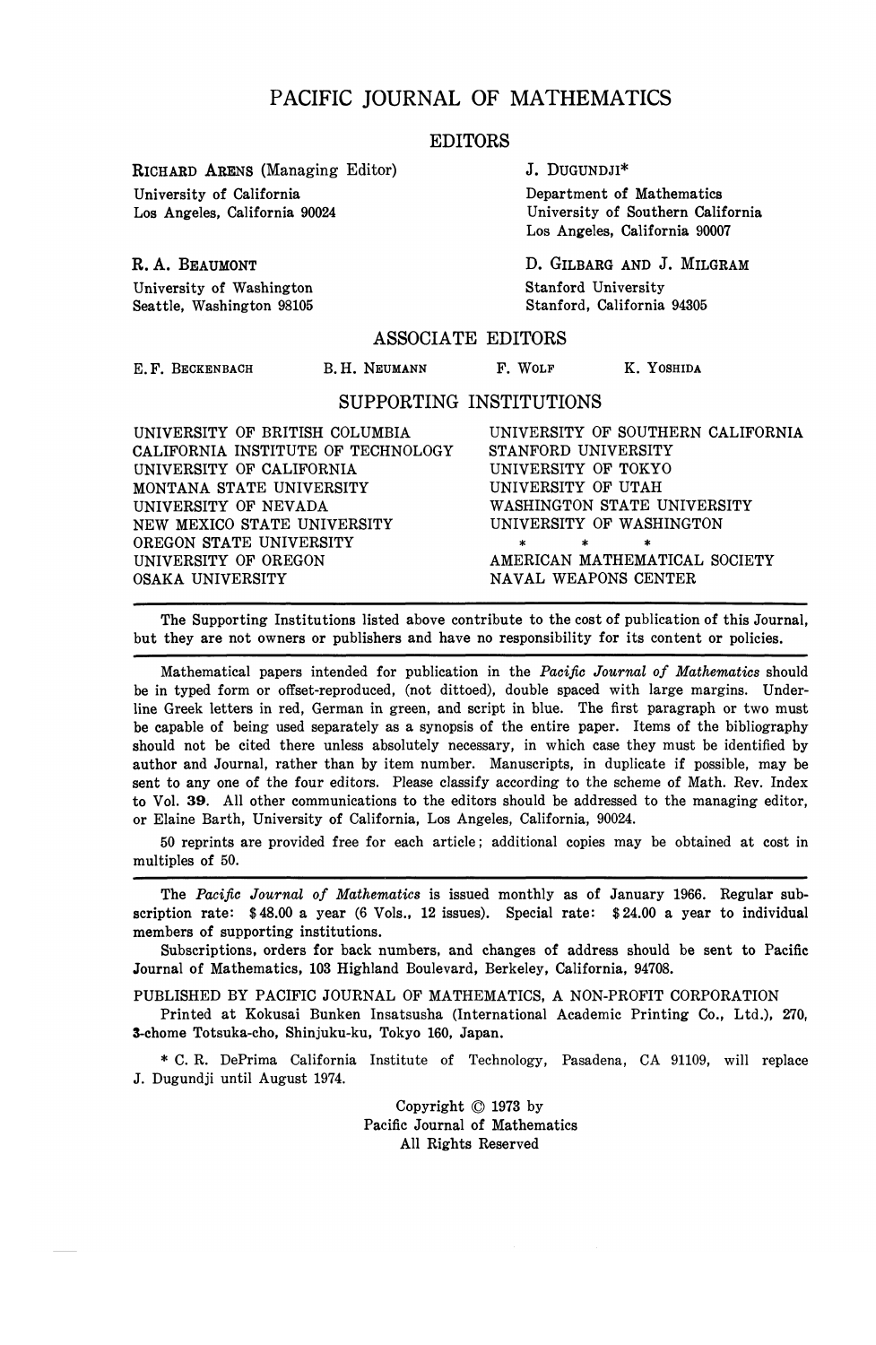# PACIFIC JOURNAL OF MATHEMATICS

## EDITORS

RICHARD ARENS (Managing Editor)
University of California
Los Angeles, California 90024

R. A. BEAUMONT
University of Washington
Seattle, Washington 98105

J. DUGUNDJI*
Department of Mathematics
University of Southern California
Los Angeles, California 90007

D. GILBARG AND J. MILGRAM
Stanford University
Stanford, California 94305

## ASSOCIATE EDITORS

E. F. BECKENBACH B. H. NEUMANN F. WOLF K. YOSHIDA

## SUPPORTING INSTITUTIONS

UNIVERSITY OF BRITISH COLUMBIA
CALIFORNIA INSTITUTE OF TECHNOLOGY
UNIVERSITY OF CALIFORNIA
MONTANA STATE UNIVERSITY
UNIVERSITY OF NEVADA
NEW MEXICO STATE UNIVERSITY
OREGON STATE UNIVERSITY
UNIVERSITY OF OREGON
OSAKA UNIVERSITY
UNIVERSITY OF SOUTHERN CALIFORNIA
STANFORD UNIVERSITY
UNIVERSITY OF TOKYO
UNIVERSITY OF UTAH
WASHINGTON STATE UNIVERSITY
UNIVERSITY OF WASHINGTON
\* \* \*
AMERICAN MATHEMATICAL SOCIETY
NAVAL WEAPONS CENTER

The Supporting Institutions listed above contribute to the cost of publication of this Journal, but they are not owners or publishers and have no responsibility for its content or policies.

Mathematical papers intended for publication in the *Pacific Journal of Mathematics* should be in typed form or offset-reproduced, (not dittoed), double spaced with large margins. Underline Greek letters in red, German in green, and script in blue. The first paragraph or two must be capable of being used separately as a synopsis of the entire paper. Items of the bibliography should not be cited there unless absolutely necessary, in which case they must be identified by author and Journal, rather than by item number. Manuscripts, in duplicate if possible, may be sent to any one of the four editors. Please classify according to the scheme of Math. Rev. Index to Vol. **39**. All other communications to the editors should be addressed to the managing editor, or Elaine Barth, University of California, Los Angeles, California, 90024.

50 reprints are provided free for each article; additional copies may be obtained at cost in multiples of 50.

The *Pacific Journal of Mathematics* is issued monthly as of January 1966. Regular subscription rate: $48.00 a year (6 Vols., 12 issues). Special rate: $24.00 a year to individual members of supporting institutions.

Subscriptions, orders for back numbers, and changes of address should be sent to Pacific Journal of Mathematics, 103 Highland Boulevard, Berkeley, California, 94708.

PUBLISHED BY PACIFIC JOURNAL OF MATHEMATICS, A NON-PROFIT CORPORATION

Printed at Kokusai Bunken Insatsusha (International Academic Printing Co., Ltd.), 270, 3-chome Totsuka-cho, Shinjuku-ku, Tokyo 160, Japan.

\* C. R. DePrima California Institute of Technology, Pasadena, CA 91109, will replace J. Dugundji until August 1974.

Copyright © 1973 by
Pacific Journal of Mathematics
All Rights Reserved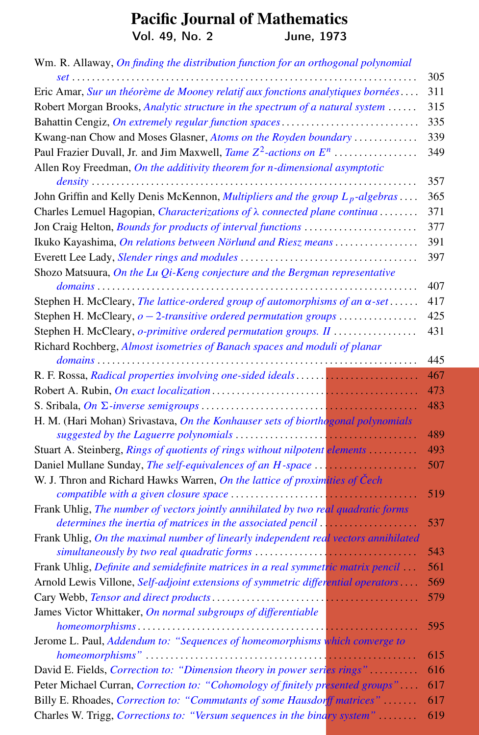# Pacific Journal of Mathematics

**Vol. 49, No. 2 June, 1973**

Wm. R. Allaway, *On finding the distribution function for an orthogonal polynomial set* . . . . . 305

Eric Amar, *Sur un théorème de Mooney relatif aux fonctions analytiques bornées* . . . . 311

Robert Morgan Brooks, *Analytic structure in the spectrum of a natural system* . . . . . . 315

Bahattin Cengiz, *On extremely regular function spaces* . . . . . 335

Kwang-nan Chow and Moses Glasner, *Atoms on the Royden boundary* . . . . . 339

Paul Frazier Duvall, Jr. and Jim Maxwell, *Tame $Z^2$-actions on $E^n$* . . . . . 349

Allen Roy Freedman, *On the additivity theorem for n-dimensional asymptotic density* . . . . . 357

John Griffin and Kelly Denis McKennon, *Multipliers and the group $L_p$-algebras* . . . . 365

Charles Lemuel Hagopian, *Characterizations of λ connected plane continua* . . . . . 371

Jon Craig Helton, *Bounds for products of interval functions* . . . . . 377

Ikuko Kayashima, *On relations between Nörlund and Riesz means* . . . . . 391

Everett Lee Lady, *Slender rings and modules* . . . . . 397

Shozo Matsuura, *On the Lu Qi-Keng conjecture and the Bergman representative domains* . . . . . 407

Stephen H. McCleary, *The lattice-ordered group of automorphisms of an α-set* . . . . . . 417

Stephen H. McCleary, *$o-2$-transitive ordered permutation groups* . . . . . 425

Stephen H. McCleary, *o-primitive ordered permutation groups. II* . . . . . 431

Richard Rochberg, *Almost isometries of Banach spaces and moduli of planar domains* . . . . . 445

R. F. Rossa, *Radical properties involving one-sided ideals* . . . . . 467

Robert A. Rubin, *On exact localization* . . . . . 473

S. Sribala, *On Σ-inverse semigroups* . . . . . 483

H. M. (Hari Mohan) Srivastava, *On the Konhauser sets of biorthogonal polynomials suggested by the Laguerre polynomials* . . . . . 489

Stuart A. Steinberg, *Rings of quotients of rings without nilpotent elements* . . . . . 493

Daniel Mullane Sunday, *The self-equivalences of an H-space* . . . . . 507

W. J. Thron and Richard Hawks Warren, *On the lattice of proximities of Čech compatible with a given closure space* . . . . . 519

Frank Uhlig, *The number of vectors jointly annihilated by two real quadratic forms determines the inertia of matrices in the associated pencil* . . . . . 537

Frank Uhlig, *On the maximal number of linearly independent real vectors annihilated simultaneously by two real quadratic forms* . . . . . 543

Frank Uhlig, *Definite and semidefinite matrices in a real symmetric matrix pencil* . . . 561

Arnold Lewis Villone, *Self-adjoint extensions of symmetric differential operators* . . . . 569

Cary Webb, *Tensor and direct products* . . . . . 579

James Victor Whittaker, *On normal subgroups of differentiable homeomorphisms* . . . . . 595

Jerome L. Paul, *Addendum to: "Sequences of homeomorphisms which converge to homeomorphisms"* . . . . . 615

David E. Fields, *Correction to: "Dimension theory in power series rings"* . . . . . 616

Peter Michael Curran, *Correction to: "Cohomology of finitely presented groups"* . . . . 617

Billy E. Rhoades, *Correction to: "Commutants of some Hausdorff matrices"* . . . . . 617

Charles W. Trigg, *Corrections to: "Versum sequences in the binary system"* . . . . . 619